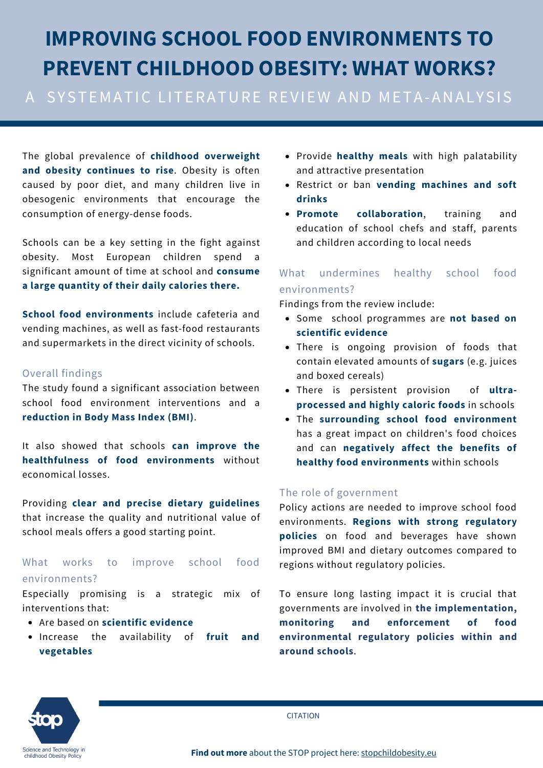# IMPROVING SCHOOL FOOD ENVIRONMENTS TO PREVENT CHILDHOOD OBESITY: WHAT WORKS?

## A SYSTEMATIC LITERATURE REVIEW AND META-ANALYSIS

The global prevalence of **childhood overweight and obesity continues to rise**. Obesity is often caused by poor diet, and many children live in obesogenic environments that encourage the consumption of energy-dense foods.

Schools can be a key setting in the fight against obesity. Most European children spend a significant amount of time at school and **consume a large quantity of their daily calories there.**

**School food environments** include cafeteria and vending machines, as well as fast-food restaurants and supermarkets in the direct vicinity of schools.

### Overall findings

The study found a significant association between school food environment interventions and a **reduction in Body Mass Index (BMI)**.

It also showed that schools **can improve the healthfulness of food environments** without economical losses.

Providing **clear and precise dietary guidelines** that increase the quality and nutritional value of school meals offers a good starting point.

### What works to improve school food environments?

Especially promising is a strategic mix of interventions that:

- Are based on **scientific evidence**
- Increase the availability of **fruit and vegetables**
- Provide **healthy meals** with high palatability and attractive presentation
- Restrict or ban **vending machines and soft drinks**
- **Promote collaboration**, training and education of school chefs and staff, parents and children according to local needs

### What undermines healthy school food environments?

Findings from the review include:

- Some school programmes are **not based on scientific evidence**
- There is ongoing provision of foods that contain elevated amounts of **sugars** (e.g. juices and boxed cereals)
- There is persistent provision of **ultra-processed and highly caloric foods** in schools
- The **surrounding school food environment** has a great impact on children's food choices and can **negatively affect the benefits of healthy food environments** within schools

### The role of government

Policy actions are needed to improve school food environments. **Regions with strong regulatory policies** on food and beverages have shown improved BMI and dietary outcomes compared to regions without regulatory policies.

To ensure long lasting impact it is crucial that governments are involved in **the implementation, monitoring and enforcement of food environmental regulatory policies within and around schools**.

stop

Science and Technology in childhood Obesity Policy

CITATION

**Find out more** about the STOP project here: stopchildobesity.eu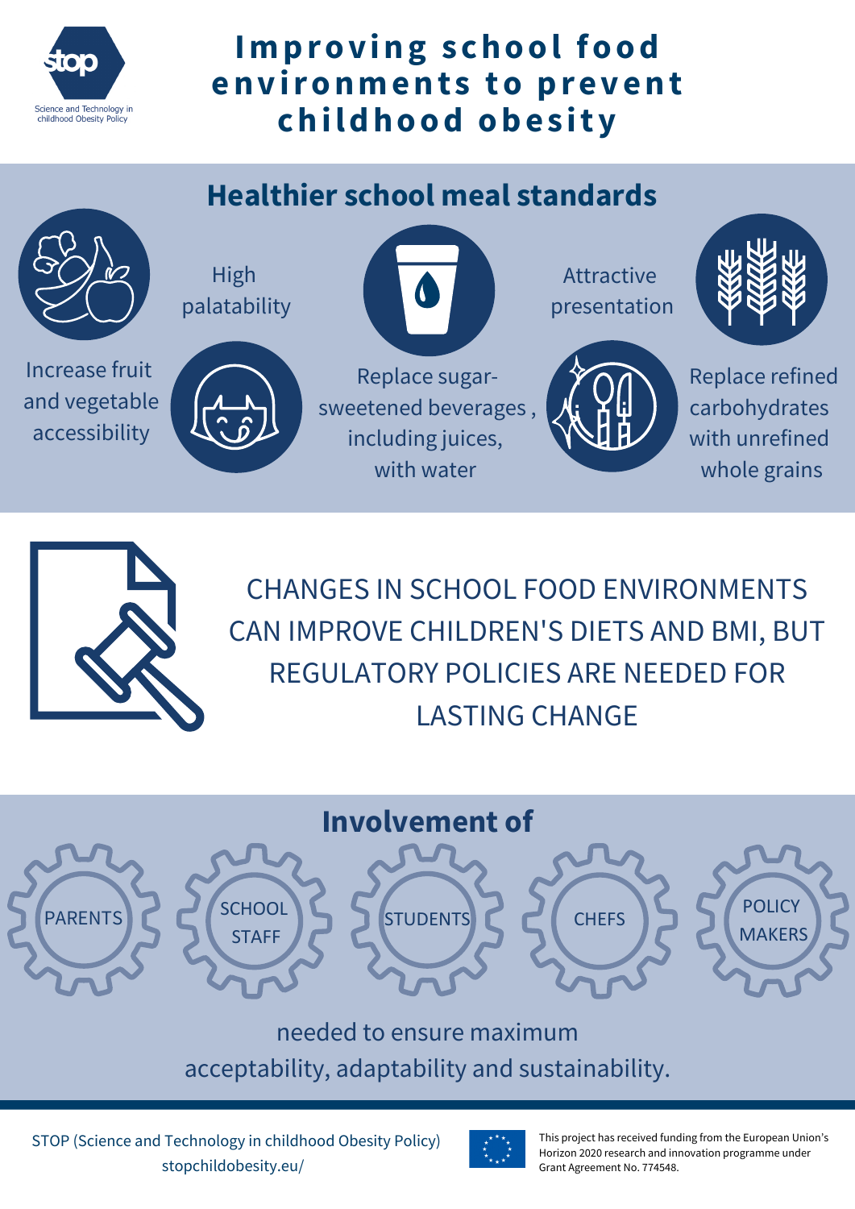# Improving school food environments to prevent childhood obesity

## Healthier school meal standards

- Increase fruit and vegetable accessibility
- High palatability
- Replace sugar-sweetened beverages , including juices, with water
- Attractive presentation
- Replace refined carbohydrates with unrefined whole grains

CHANGES IN SCHOOL FOOD ENVIRONMENTS CAN IMPROVE CHILDREN'S DIETS AND BMI, BUT REGULATORY POLICIES ARE NEEDED FOR LASTING CHANGE

## Involvement of

PARENTS

SCHOOL STAFF

STUDENTS

CHEFS

POLICY MAKERS

needed to ensure maximum acceptability, adaptability and sustainability.

STOP (Science and Technology in childhood Obesity Policy)
stopchildobesity.eu/

This project has received funding from the European Union's Horizon 2020 research and innovation programme under Grant Agreement No. 774548.